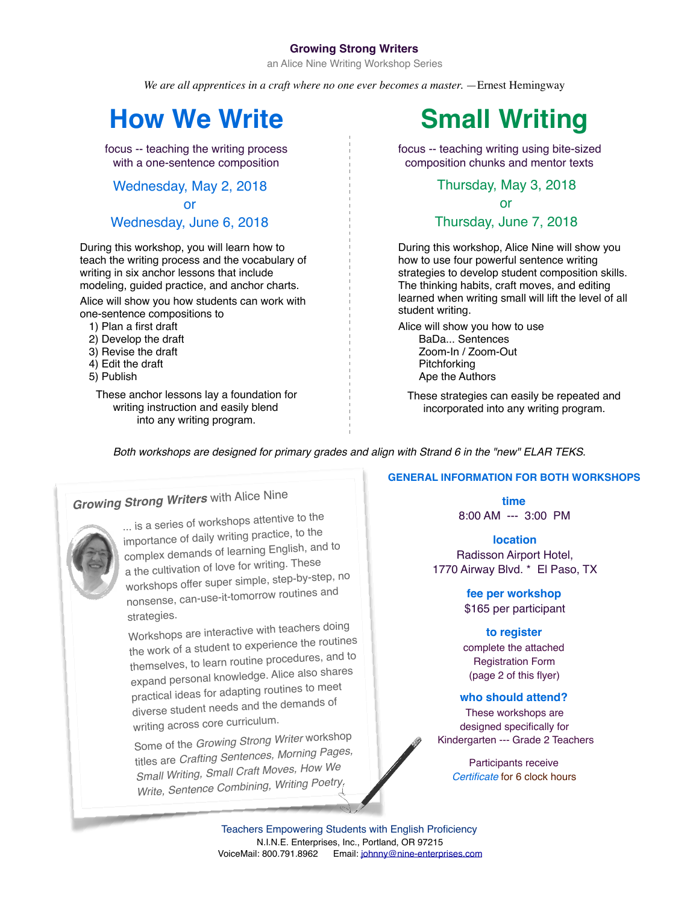**Growing Strong Writers**

an Alice Nine Writing Workshop Series

*We are all apprentices in a craft where no one ever becomes a master.* —Ernest Hemingway

# How We Write

focus -- teaching the writing process with a one-sentence composition

Wednesday, May 2, 2018
or
Wednesday, June 6, 2018

During this workshop, you will learn how to teach the writing process and the vocabulary of writing in six anchor lessons that include modeling, guided practice, and anchor charts.

Alice will show you how students can work with one-sentence compositions to

1) Plan a first draft
2) Develop the draft
3) Revise the draft
4) Edit the draft
5) Publish

These anchor lessons lay a foundation for writing instruction and easily blend into any writing program.

# Small Writing

focus -- teaching writing using bite-sized composition chunks and mentor texts

Thursday, May 3, 2018
or
Thursday, June 7, 2018

During this workshop, Alice Nine will show you how to use four powerful sentence writing strategies to develop student composition skills. The thinking habits, craft moves, and editing learned when writing small will lift the level of all student writing.

Alice will show you how to use

- BaDa... Sentences
- Zoom-In / Zoom-Out
- Pitchforking
- Ape the Authors

These strategies can easily be repeated and incorporated into any writing program.

*Both workshops are designed for primary grades and align with Strand 6 in the "new" ELAR TEKS.*

## *Growing Strong Writers* with Alice Nine

... is a series of workshops attentive to the importance of daily writing practice, to the complex demands of learning English, and to a the cultivation of love for writing. These workshops offer super simple, step-by-step, no nonsense, can-use-it-tomorrow routines and strategies.

Workshops are interactive with teachers doing the work of a student to experience the routines themselves, to learn routine procedures, and to expand personal knowledge. Alice also shares practical ideas for adapting routines to meet diverse student needs and the demands of writing across core curriculum.

Some of the *Growing Strong Writer* workshop titles are *Crafting Sentences, Morning Pages, Small Writing, Small Craft Moves, How We Write, Sentence Combining, Writing Poetry.*

## GENERAL INFORMATION FOR BOTH WORKSHOPS

**time**
8:00 AM --- 3:00 PM

**location**
Radisson Airport Hotel,
1770 Airway Blvd. * El Paso, TX

**fee per workshop**
$165 per participant

**to register**
complete the attached Registration Form (page 2 of this flyer)

**who should attend?**
These workshops are designed specifically for Kindergarten --- Grade 2 Teachers

Participants receive *Certificate* for 6 clock hours

Teachers Empowering Students with English Proficiency
N.I.N.E. Enterprises, Inc., Portland, OR 97215
VoiceMail: 800.791.8962 Email: johnny@nine-enterprises.com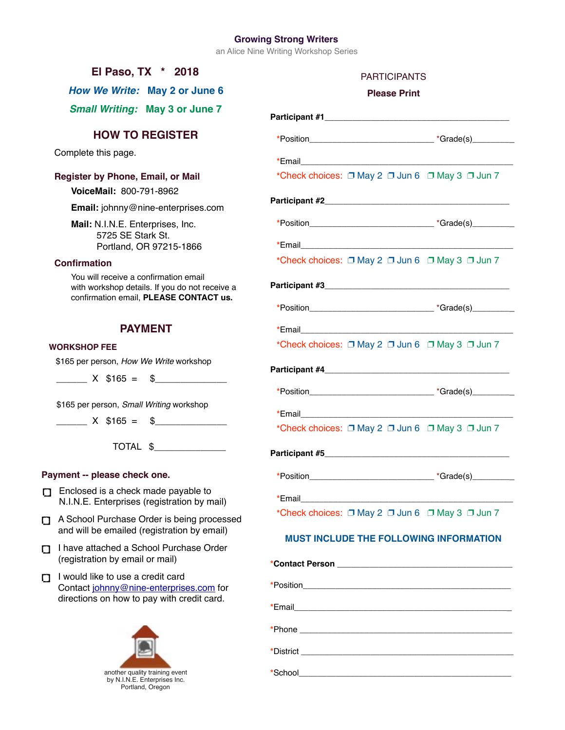**Growing Strong Writers**

an Alice Nine Writing Workshop Series

## El Paso, TX * 2018

***How We Write:*** **May 2 or June 6**

***Small Writing:*** **May 3 or June 7**

## HOW TO REGISTER

Complete this page.

### Register by Phone, Email, or Mail

**VoiceMail:** 800-791-8962

**Email:** johnny@nine-enterprises.com

**Mail:** N.I.N.E. Enterprises, Inc.
5725 SE Stark St.
Portland, OR 97215-1866

### Confirmation

You will receive a confirmation email with workshop details. If you do not receive a confirmation email, **PLEASE CONTACT us.**

## PAYMENT

### WORKSHOP FEE

$165 per person, *How We Write* workshop

______ X $165 = $______________

$165 per person, *Small Writing* workshop

______ X $165 = $______________

TOTAL $______________

### Payment -- please check one.

- ☐ Enclosed is a check made payable to N.I.N.E. Enterprises (registration by mail)
- ☐ A School Purchase Order is being processed and will be emailed (registration by email)
- ☐ I have attached a School Purchase Order (registration by email or mail)
- ☐ I would like to use a credit card. Contact johnny@nine-enterprises.com for directions on how to pay with credit card.

another quality training event
by N.I.N.E. Enterprises Inc.
Portland, Oregon

## PARTICIPANTS

**Please Print**

**Participant #1**______________________________________

*Position___________________________ *Grade(s)_________

*Email______________________________________________

*Check choices: ❒ May 2 ❒ Jun 6 ❒ May 3 ❒ Jun 7

**Participant #2**______________________________________

*Position___________________________ *Grade(s)_________

*Email______________________________________________

*Check choices: ❒ May 2 ❒ Jun 6 ❒ May 3 ❒ Jun 7

**Participant #3**______________________________________

*Position___________________________ *Grade(s)_________

*Email______________________________________________

*Check choices: ❒ May 2 ❒ Jun 6 ❒ May 3 ❒ Jun 7

**Participant #4**______________________________________

*Position___________________________ *Grade(s)_________

*Email______________________________________________

*Check choices: ❒ May 2 ❒ Jun 6 ❒ May 3 ❒ Jun 7

**Participant #5**______________________________________

*Position___________________________ *Grade(s)_________

*Email______________________________________________

*Check choices: ❒ May 2 ❒ Jun 6 ❒ May 3 ❒ Jun 7

### MUST INCLUDE THE FOLLOWING INFORMATION

***Contact Person** ____________________________________

*Position_____________________________________________

*Email_______________________________________________

*Phone ______________________________________________

*District ______________________________________________

*School______________________________________________